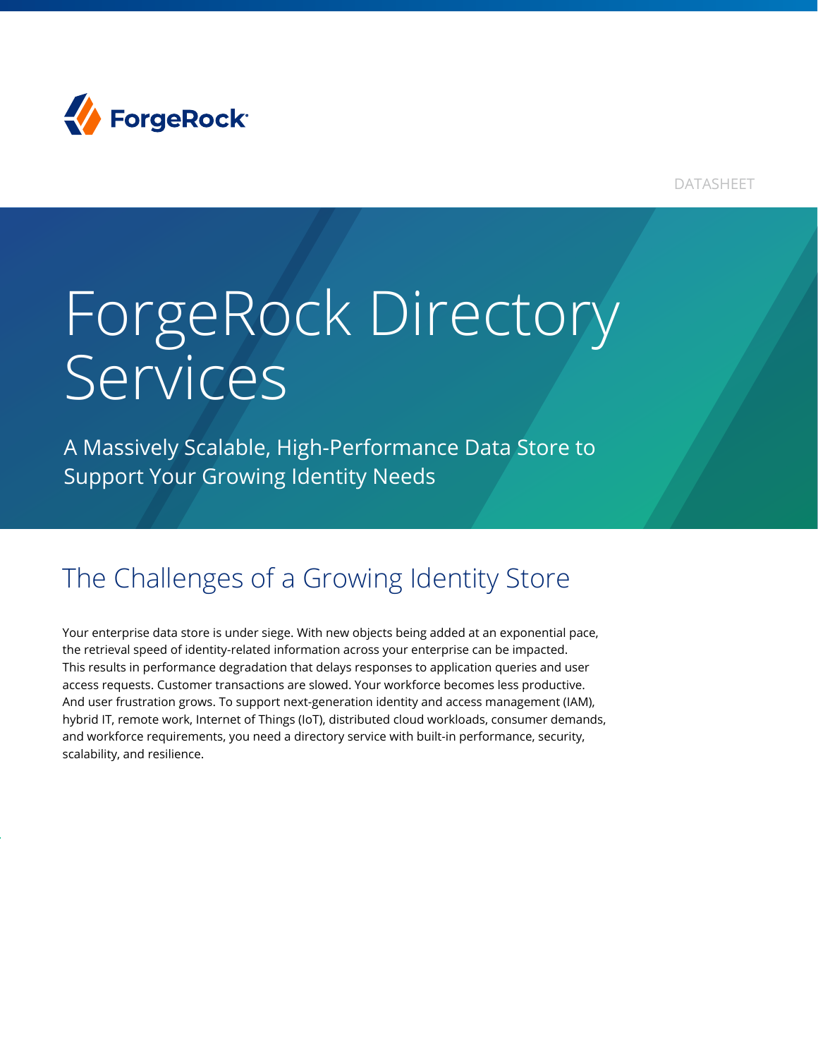ForgeRock

DATASHEET

# ForgeRock Directory Services

A Massively Scalable, High-Performance Data Store to Support Your Growing Identity Needs

## The Challenges of a Growing Identity Store

Your enterprise data store is under siege. With new objects being added at an exponential pace, the retrieval speed of identity-related information across your enterprise can be impacted. This results in performance degradation that delays responses to application queries and user access requests. Customer transactions are slowed. Your workforce becomes less productive. And user frustration grows. To support next-generation identity and access management (IAM), hybrid IT, remote work, Internet of Things (IoT), distributed cloud workloads, consumer demands, and workforce requirements, you need a directory service with built-in performance, security, scalability, and resilience.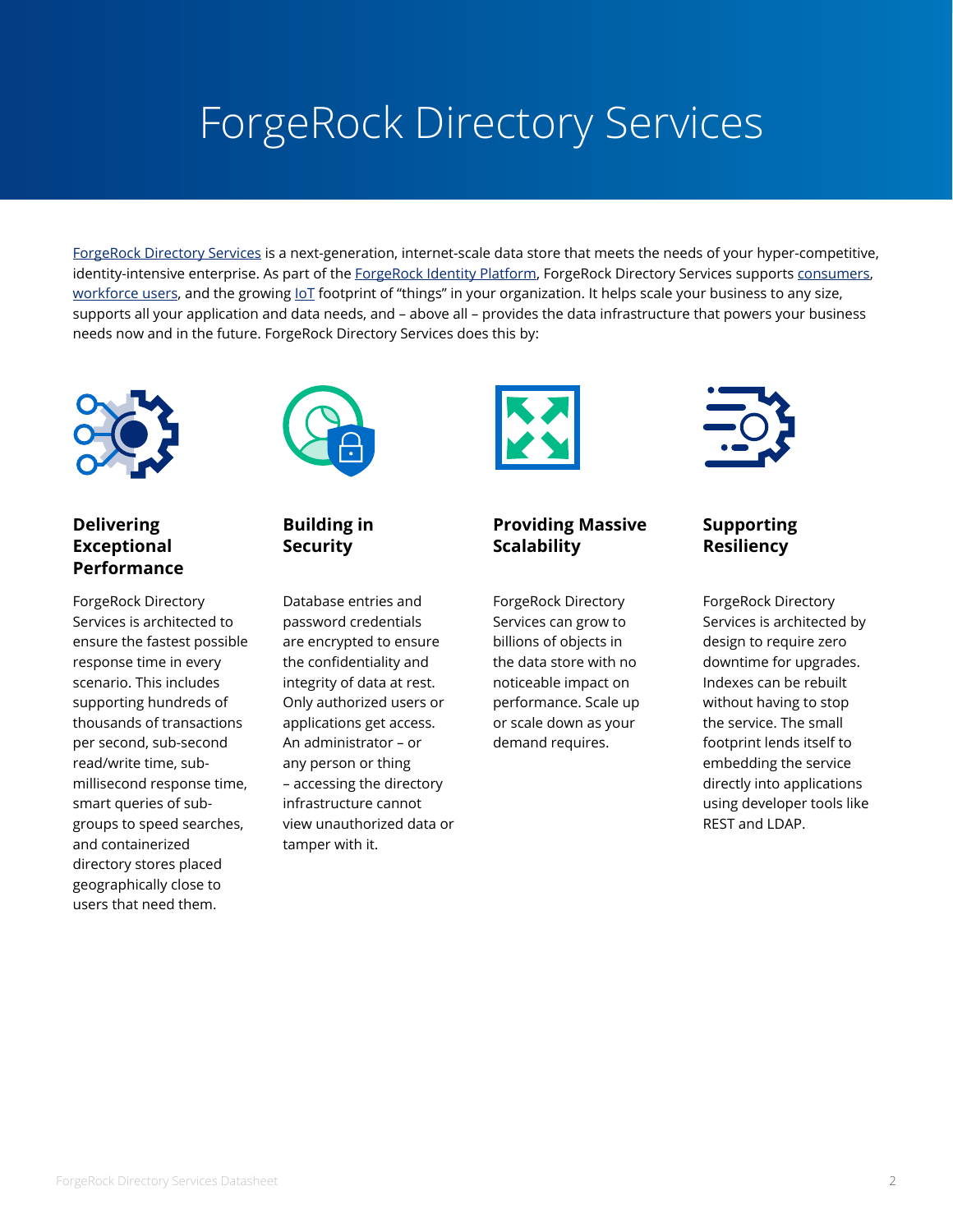# ForgeRock Directory Services

ForgeRock Directory Services is a next-generation, internet-scale data store that meets the needs of your hyper-competitive, identity-intensive enterprise. As part of the ForgeRock Identity Platform, ForgeRock Directory Services supports consumers, workforce users, and the growing IoT footprint of "things" in your organization. It helps scale your business to any size, supports all your application and data needs, and – above all – provides the data infrastructure that powers your business needs now and in the future. ForgeRock Directory Services does this by:

### Delivering Exceptional Performance

ForgeRock Directory Services is architected to ensure the fastest possible response time in every scenario. This includes supporting hundreds of thousands of transactions per second, sub-second read/write time, sub-millisecond response time, smart queries of sub-groups to speed searches, and containerized directory stores placed geographically close to users that need them.

### Building in Security

Database entries and password credentials are encrypted to ensure the confidentiality and integrity of data at rest. Only authorized users or applications get access. An administrator – or any person or thing – accessing the directory infrastructure cannot view unauthorized data or tamper with it.

### Providing Massive Scalability

ForgeRock Directory Services can grow to billions of objects in the data store with no noticeable impact on performance. Scale up or scale down as your demand requires.

### Supporting Resiliency

ForgeRock Directory Services is architected by design to require zero downtime for upgrades. Indexes can be rebuilt without having to stop the service. The small footprint lends itself to embedding the service directly into applications using developer tools like REST and LDAP.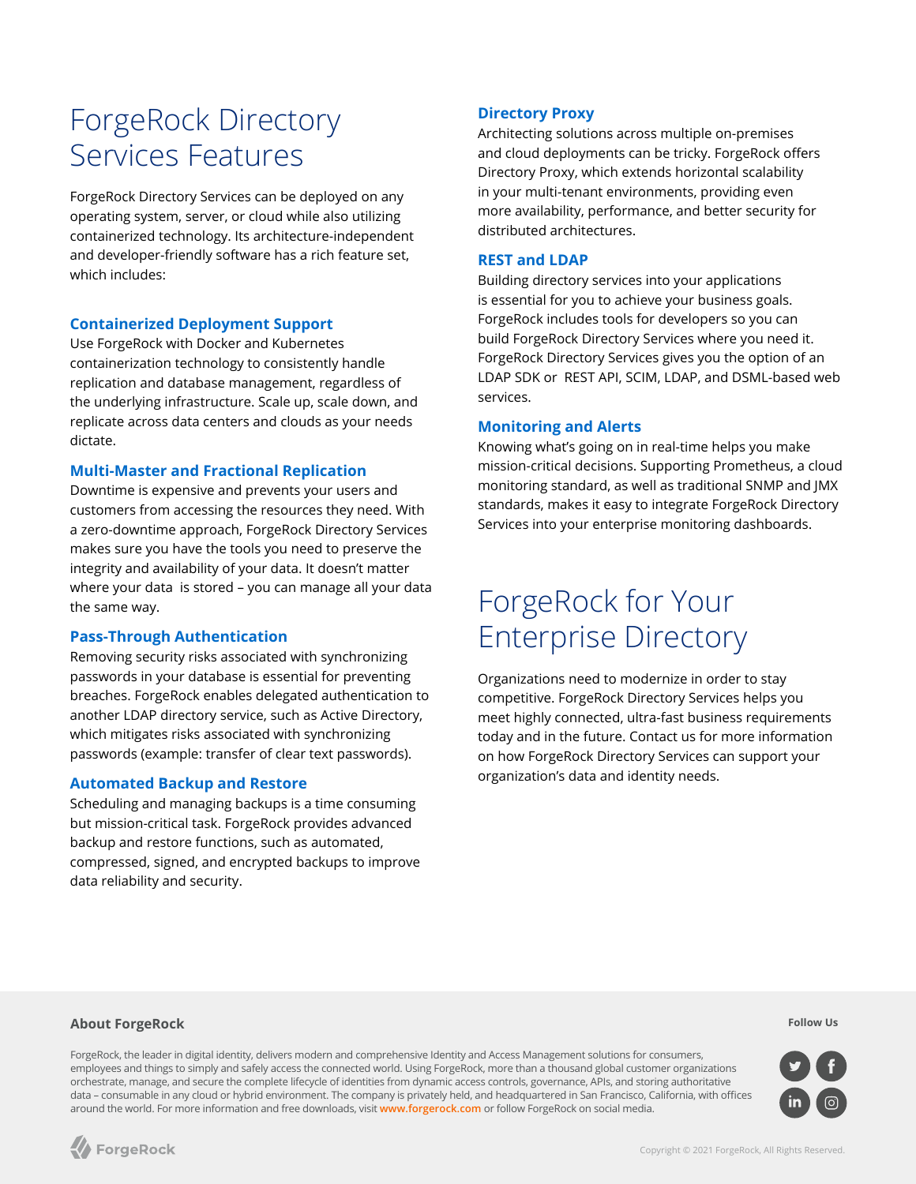# ForgeRock Directory Services Features

ForgeRock Directory Services can be deployed on any operating system, server, or cloud while also utilizing containerized technology. Its architecture-independent and developer-friendly software has a rich feature set, which includes:

### Containerized Deployment Support

Use ForgeRock with Docker and Kubernetes containerization technology to consistently handle replication and database management, regardless of the underlying infrastructure. Scale up, scale down, and replicate across data centers and clouds as your needs dictate.

### Multi-Master and Fractional Replication

Downtime is expensive and prevents your users and customers from accessing the resources they need. With a zero-downtime approach, ForgeRock Directory Services makes sure you have the tools you need to preserve the integrity and availability of your data. It doesn't matter where your data is stored – you can manage all your data the same way.

### Pass-Through Authentication

Removing security risks associated with synchronizing passwords in your database is essential for preventing breaches. ForgeRock enables delegated authentication to another LDAP directory service, such as Active Directory, which mitigates risks associated with synchronizing passwords (example: transfer of clear text passwords).

### Automated Backup and Restore

Scheduling and managing backups is a time consuming but mission-critical task. ForgeRock provides advanced backup and restore functions, such as automated, compressed, signed, and encrypted backups to improve data reliability and security.

### Directory Proxy

Architecting solutions across multiple on-premises and cloud deployments can be tricky. ForgeRock offers Directory Proxy, which extends horizontal scalability in your multi-tenant environments, providing even more availability, performance, and better security for distributed architectures.

### REST and LDAP

Building directory services into your applications is essential for you to achieve your business goals. ForgeRock includes tools for developers so you can build ForgeRock Directory Services where you need it. ForgeRock Directory Services gives you the option of an LDAP SDK or REST API, SCIM, LDAP, and DSML-based web services.

### Monitoring and Alerts

Knowing what's going on in real-time helps you make mission-critical decisions. Supporting Prometheus, a cloud monitoring standard, as well as traditional SNMP and JMX standards, makes it easy to integrate ForgeRock Directory Services into your enterprise monitoring dashboards.

# ForgeRock for Your Enterprise Directory

Organizations need to modernize in order to stay competitive. ForgeRock Directory Services helps you meet highly connected, ultra-fast business requirements today and in the future. Contact us for more information on how ForgeRock Directory Services can support your organization's data and identity needs.

**About ForgeRock**

ForgeRock, the leader in digital identity, delivers modern and comprehensive Identity and Access Management solutions for consumers, employees and things to simply and safely access the connected world. Using ForgeRock, more than a thousand global customer organizations orchestrate, manage, and secure the complete lifecycle of identities from dynamic access controls, governance, APIs, and storing authoritative data – consumable in any cloud or hybrid environment. The company is privately held, and headquartered in San Francisco, California, with offices around the world. For more information and free downloads, visit www.forgerock.com or follow ForgeRock on social media.

**Follow Us**

ForgeRock

Copyright © 2021 ForgeRock. All Rights Reserved.